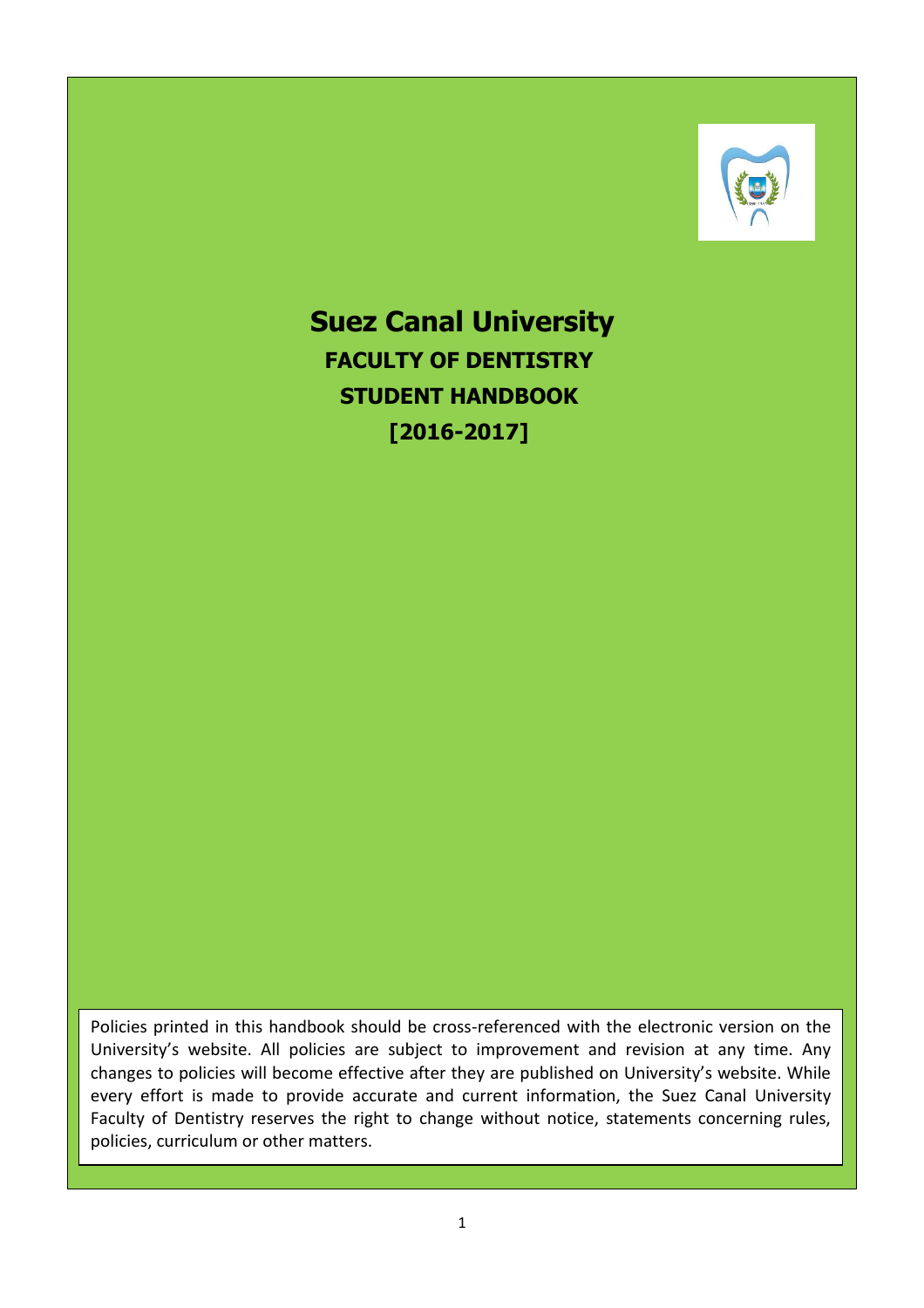# Suez Canal University

## FACULTY OF DENTISTRY

## STUDENT HANDBOOK

## [2016-2017]

Policies printed in this handbook should be cross-referenced with the electronic version on the University's website. All policies are subject to improvement and revision at any time. Any changes to policies will become effective after they are published on University's website. While every effort is made to provide accurate and current information, the Suez Canal University Faculty of Dentistry reserves the right to change without notice, statements concerning rules, policies, curriculum or other matters.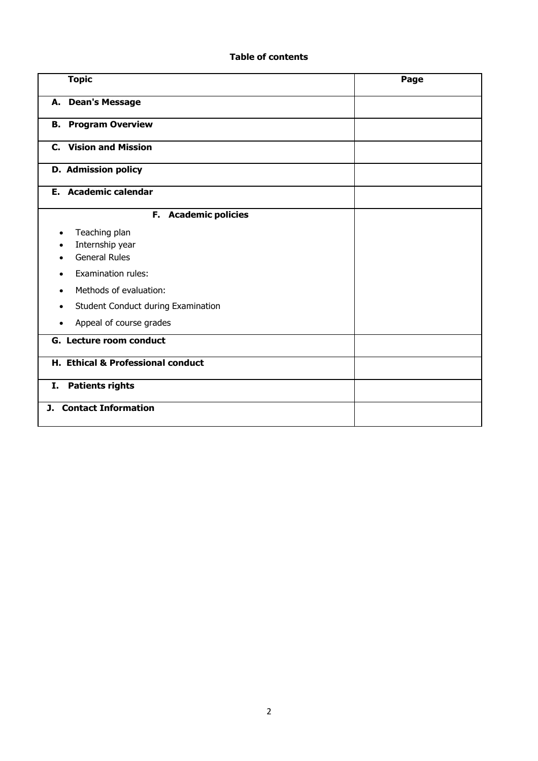**Table of contents**

| Topic | Page |
|---|---|
| **A. Dean's Message** | |
| **B. Program Overview** | |
| **C. Vision and Mission** | |
| **D. Admission policy** | |
| **E. Academic calendar** | |
| **F. Academic policies**<br>• Teaching plan<br>• Internship year<br>• General Rules<br>• Examination rules:<br>• Methods of evaluation:<br>• Student Conduct during Examination<br>• Appeal of course grades | |
| **G. Lecture room conduct** | |
| **H. Ethical & Professional conduct** | |
| **I. Patients rights** | |
| **J. Contact Information** | |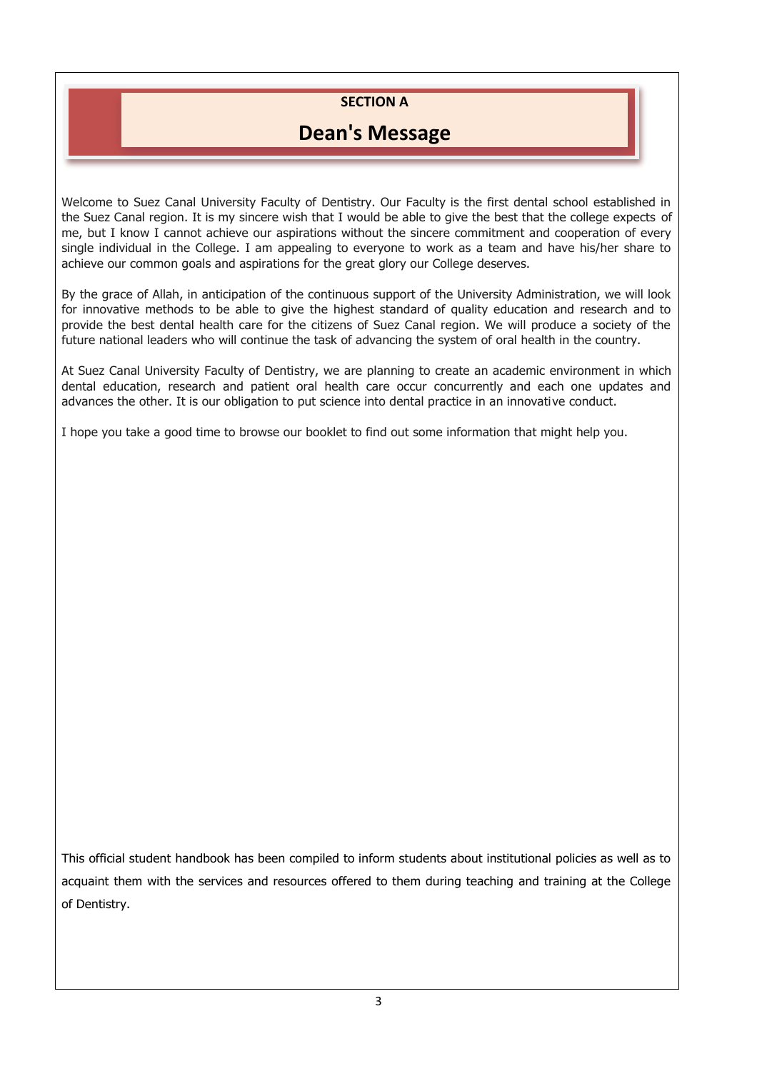**SECTION A**

# Dean's Message

Welcome to Suez Canal University Faculty of Dentistry. Our Faculty is the first dental school established in the Suez Canal region. It is my sincere wish that I would be able to give the best that the college expects of me, but I know I cannot achieve our aspirations without the sincere commitment and cooperation of every single individual in the College. I am appealing to everyone to work as a team and have his/her share to achieve our common goals and aspirations for the great glory our College deserves.

By the grace of Allah, in anticipation of the continuous support of the University Administration, we will look for innovative methods to be able to give the highest standard of quality education and research and to provide the best dental health care for the citizens of Suez Canal region. We will produce a society of the future national leaders who will continue the task of advancing the system of oral health in the country.

At Suez Canal University Faculty of Dentistry, we are planning to create an academic environment in which dental education, research and patient oral health care occur concurrently and each one updates and advances the other. It is our obligation to put science into dental practice in an innovative conduct.

I hope you take a good time to browse our booklet to find out some information that might help you.

This official student handbook has been compiled to inform students about institutional policies as well as to acquaint them with the services and resources offered to them during teaching and training at the College of Dentistry.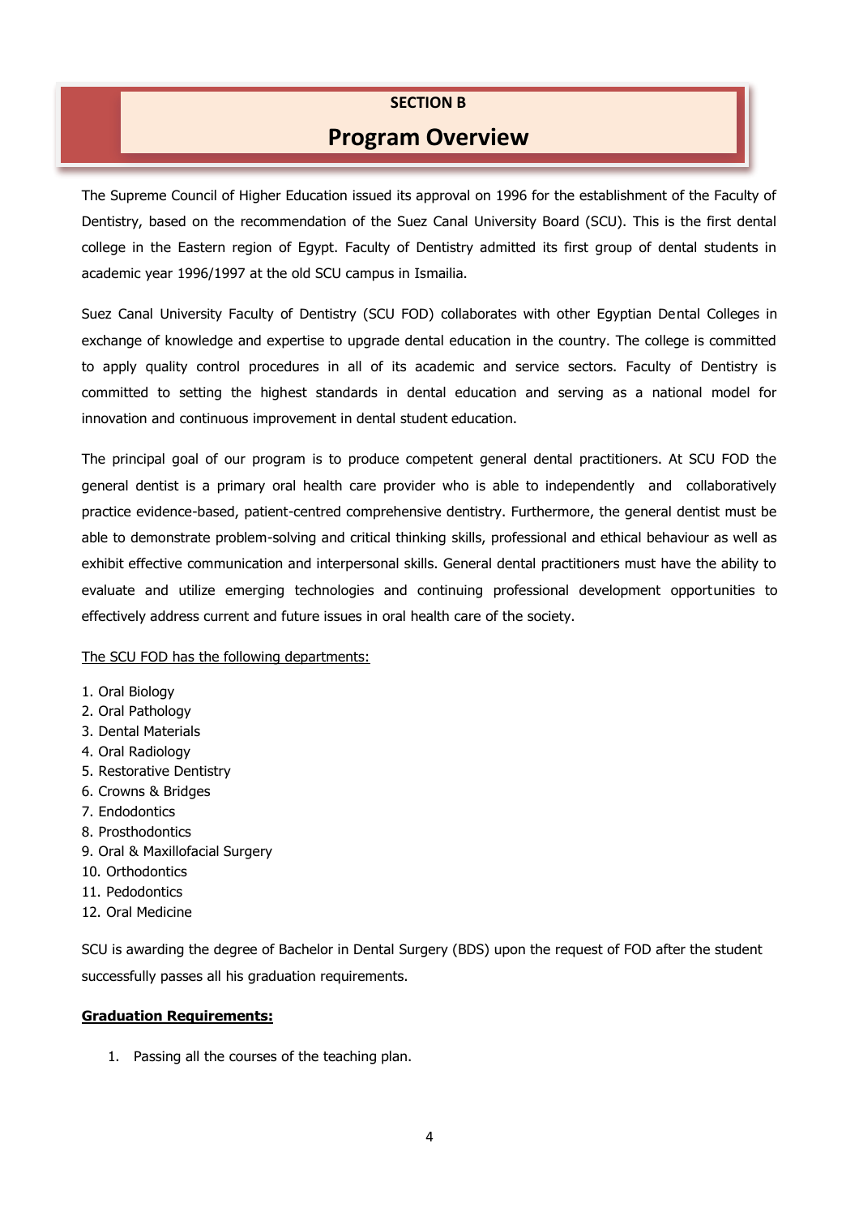**SECTION B**

# Program Overview

The Supreme Council of Higher Education issued its approval on 1996 for the establishment of the Faculty of Dentistry, based on the recommendation of the Suez Canal University Board (SCU). This is the first dental college in the Eastern region of Egypt. Faculty of Dentistry admitted its first group of dental students in academic year 1996/1997 at the old SCU campus in Ismailia.

Suez Canal University Faculty of Dentistry (SCU FOD) collaborates with other Egyptian Dental Colleges in exchange of knowledge and expertise to upgrade dental education in the country. The college is committed to apply quality control procedures in all of its academic and service sectors. Faculty of Dentistry is committed to setting the highest standards in dental education and serving as a national model for innovation and continuous improvement in dental student education.

The principal goal of our program is to produce competent general dental practitioners. At SCU FOD the general dentist is a primary oral health care provider who is able to independently and collaboratively practice evidence-based, patient-centred comprehensive dentistry. Furthermore, the general dentist must be able to demonstrate problem-solving and critical thinking skills, professional and ethical behaviour as well as exhibit effective communication and interpersonal skills. General dental practitioners must have the ability to evaluate and utilize emerging technologies and continuing professional development opportunities to effectively address current and future issues in oral health care of the society.

<u>The SCU FOD has the following departments:</u>

1. Oral Biology
2. Oral Pathology
3. Dental Materials
4. Oral Radiology
5. Restorative Dentistry
6. Crowns & Bridges
7. Endodontics
8. Prosthodontics
9. Oral & Maxillofacial Surgery
10. Orthodontics
11. Pedodontics
12. Oral Medicine

SCU is awarding the degree of Bachelor in Dental Surgery (BDS) upon the request of FOD after the student successfully passes all his graduation requirements.

<u>**Graduation Requirements:**</u>

1. Passing all the courses of the teaching plan.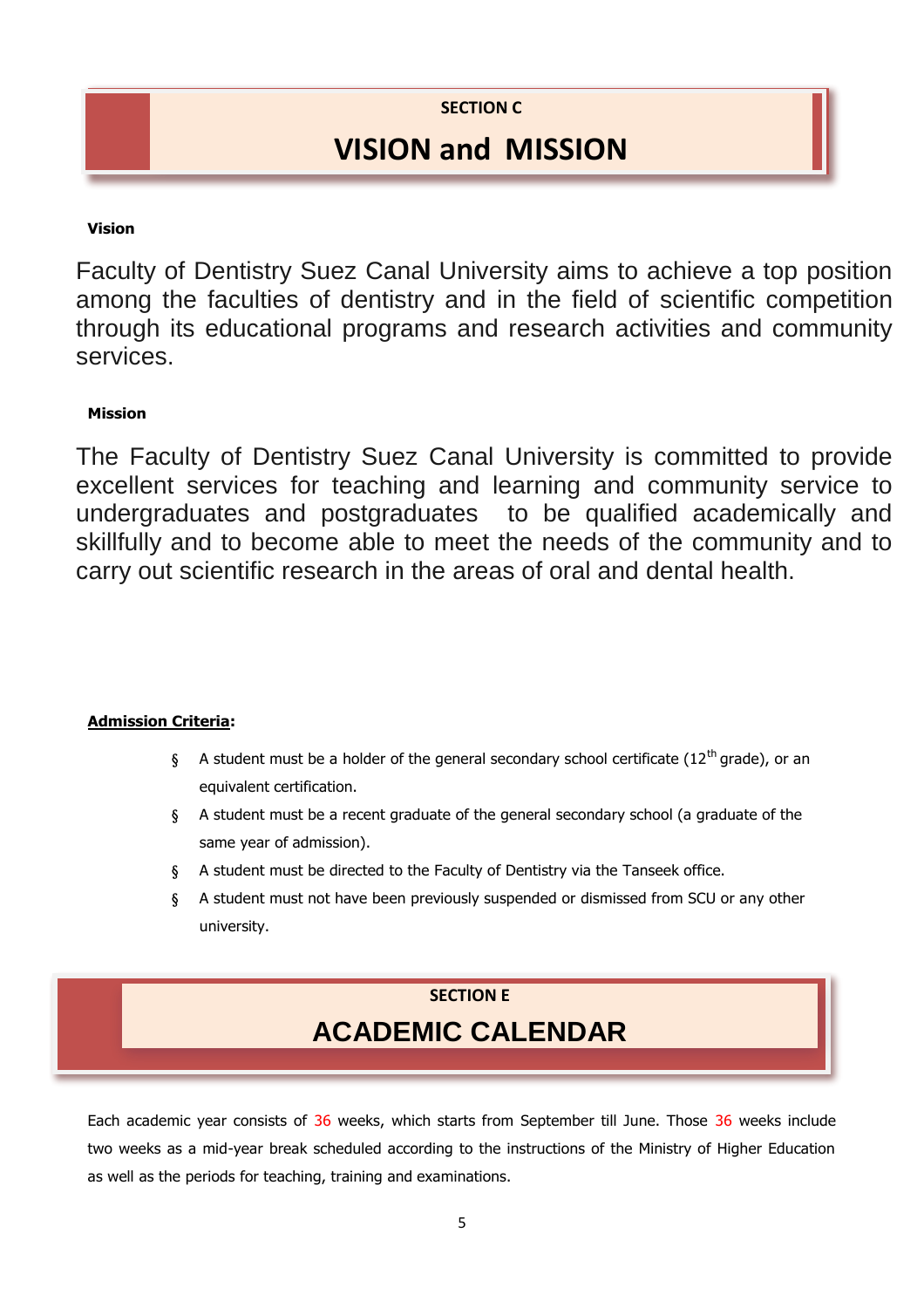## SECTION C

# VISION and MISSION

**Vision**

Faculty of Dentistry Suez Canal University aims to achieve a top position among the faculties of dentistry and in the field of scientific competition through its educational programs and research activities and community services.

**Mission**

The Faculty of Dentistry Suez Canal University is committed to provide excellent services for teaching and learning and community service to undergraduates and postgraduates to be qualified academically and skillfully and to become able to meet the needs of the community and to carry out scientific research in the areas of oral and dental health.

**Admission Criteria:**

- A student must be a holder of the general secondary school certificate ($12^{th}$ grade), or an equivalent certification.
- A student must be a recent graduate of the general secondary school (a graduate of the same year of admission).
- A student must be directed to the Faculty of Dentistry via the Tanseek office.
- A student must not have been previously suspended or dismissed from SCU or any other university.

## SECTION E

# ACADEMIC CALENDAR

Each academic year consists of 36 weeks, which starts from September till June. Those 36 weeks include two weeks as a mid-year break scheduled according to the instructions of the Ministry of Higher Education as well as the periods for teaching, training and examinations.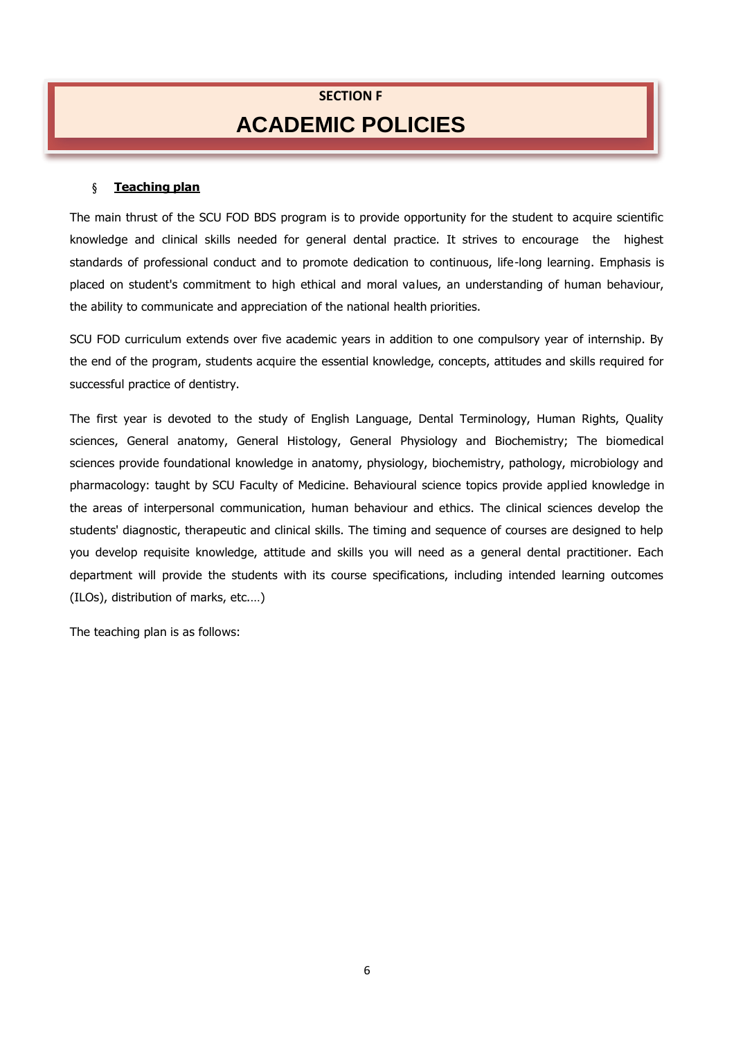SECTION F

# ACADEMIC POLICIES

§ **Teaching plan**

The main thrust of the SCU FOD BDS program is to provide opportunity for the student to acquire scientific knowledge and clinical skills needed for general dental practice. It strives to encourage the highest standards of professional conduct and to promote dedication to continuous, life-long learning. Emphasis is placed on student's commitment to high ethical and moral values, an understanding of human behaviour, the ability to communicate and appreciation of the national health priorities.

SCU FOD curriculum extends over five academic years in addition to one compulsory year of internship. By the end of the program, students acquire the essential knowledge, concepts, attitudes and skills required for successful practice of dentistry.

The first year is devoted to the study of English Language, Dental Terminology, Human Rights, Quality sciences, General anatomy, General Histology, General Physiology and Biochemistry; The biomedical sciences provide foundational knowledge in anatomy, physiology, biochemistry, pathology, microbiology and pharmacology: taught by SCU Faculty of Medicine. Behavioural science topics provide applied knowledge in the areas of interpersonal communication, human behaviour and ethics. The clinical sciences develop the students' diagnostic, therapeutic and clinical skills. The timing and sequence of courses are designed to help you develop requisite knowledge, attitude and skills you will need as a general dental practitioner. Each department will provide the students with its course specifications, including intended learning outcomes (ILOs), distribution of marks, etc.…)

The teaching plan is as follows: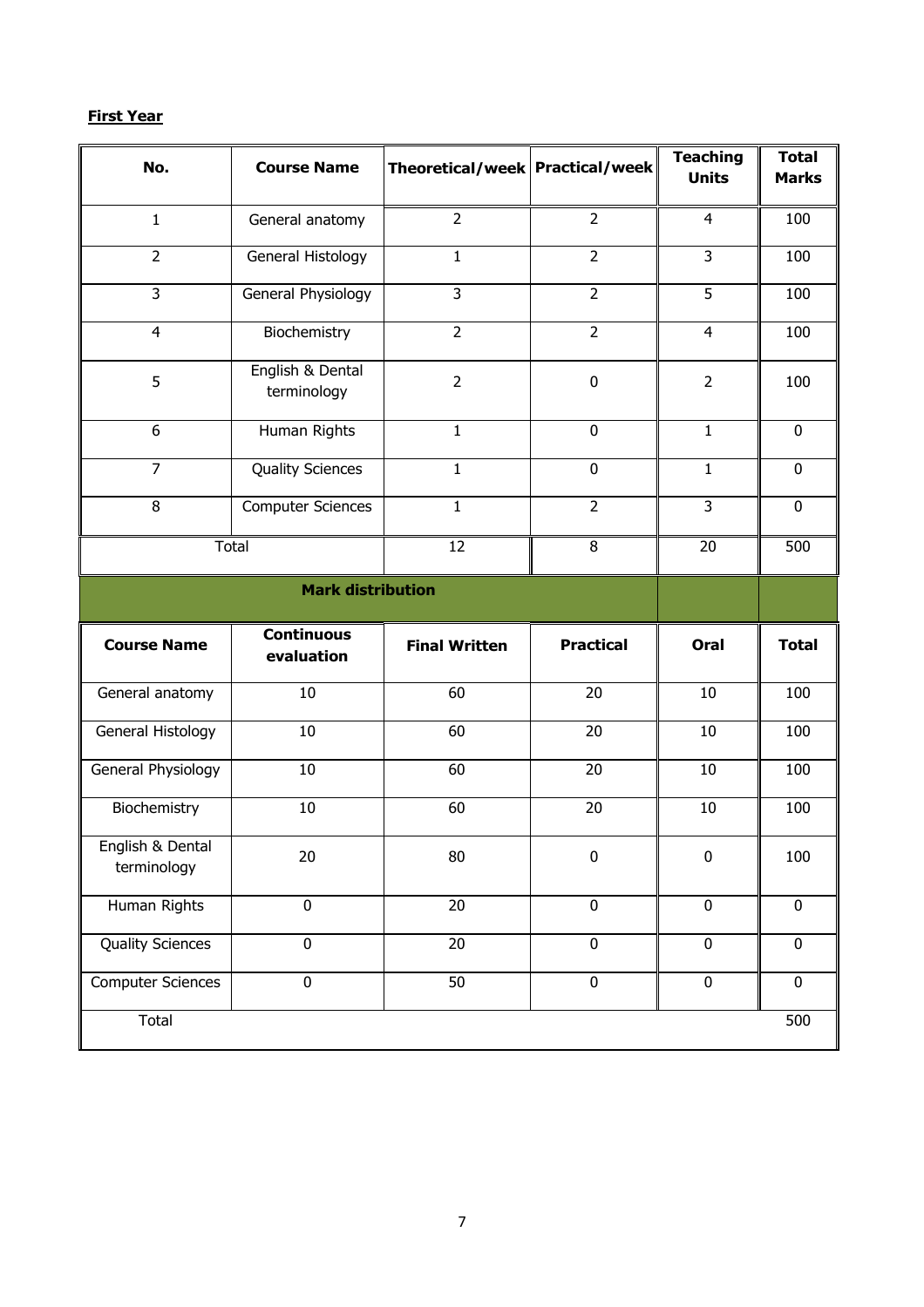**First Year**

| No. | Course Name | Theoretical/week | Practical/week | Teaching Units | Total Marks |
|---|---|---|---|---|---|
| 1 | General anatomy | 2 | 2 | 4 | 100 |
| 2 | General Histology | 1 | 2 | 3 | 100 |
| 3 | General Physiology | 3 | 2 | 5 | 100 |
| 4 | Biochemistry | 2 | 2 | 4 | 100 |
| 5 | English & Dental terminology | 2 | 0 | 2 | 100 |
| 6 | Human Rights | 1 | 0 | 1 | 0 |
| 7 | Quality Sciences | 1 | 0 | 1 | 0 |
| 8 | Computer Sciences | 1 | 2 | 3 | 0 |
| Total | | 12 | 8 | 20 | 500 |

**Mark distribution**

| Course Name | Continuous evaluation | Final Written | Practical | Oral | Total |
|---|---|---|---|---|---|
| General anatomy | 10 | 60 | 20 | 10 | 100 |
| General Histology | 10 | 60 | 20 | 10 | 100 |
| General Physiology | 10 | 60 | 20 | 10 | 100 |
| Biochemistry | 10 | 60 | 20 | 10 | 100 |
| English & Dental terminology | 20 | 80 | 0 | 0 | 100 |
| Human Rights | 0 | 20 | 0 | 0 | 0 |
| Quality Sciences | 0 | 20 | 0 | 0 | 0 |
| Computer Sciences | 0 | 50 | 0 | 0 | 0 |
| Total | | | | | 500 |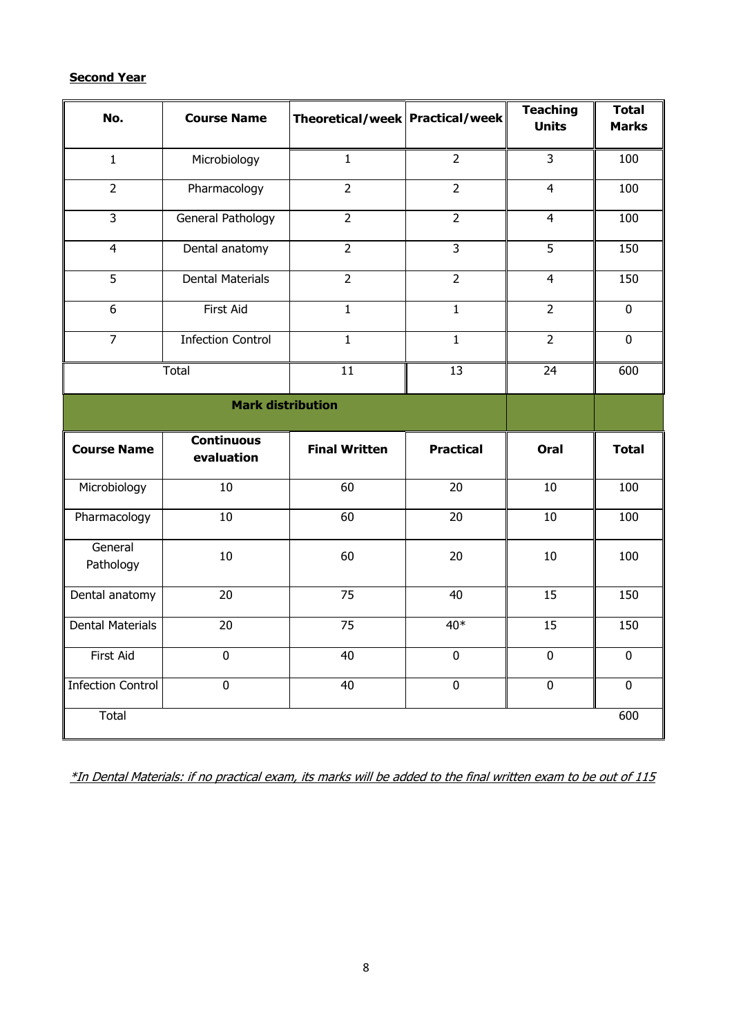**Second Year**

| No. | Course Name | Theoretical/week | Practical/week | Teaching Units | Total Marks |
|---|---|---|---|---|---|
| 1 | Microbiology | 1 | 2 | 3 | 100 |
| 2 | Pharmacology | 2 | 2 | 4 | 100 |
| 3 | General Pathology | 2 | 2 | 4 | 100 |
| 4 | Dental anatomy | 2 | 3 | 5 | 150 |
| 5 | Dental Materials | 2 | 2 | 4 | 150 |
| 6 | First Aid | 1 | 1 | 2 | 0 |
| 7 | Infection Control | 1 | 1 | 2 | 0 |
| Total | | 11 | 13 | 24 | 600 |

**Mark distribution**

| Course Name | Continuous evaluation | Final Written | Practical | Oral | Total |
|---|---|---|---|---|---|
| Microbiology | 10 | 60 | 20 | 10 | 100 |
| Pharmacology | 10 | 60 | 20 | 10 | 100 |
| General Pathology | 10 | 60 | 20 | 10 | 100 |
| Dental anatomy | 20 | 75 | 40 | 15 | 150 |
| Dental Materials | 20 | 75 | 40* | 15 | 150 |
| First Aid | 0 | 40 | 0 | 0 | 0 |
| Infection Control | 0 | 40 | 0 | 0 | 0 |
| Total | | | | | 600 |

*\*In Dental Materials: if no practical exam, its marks will be added to the final written exam to be out of 115*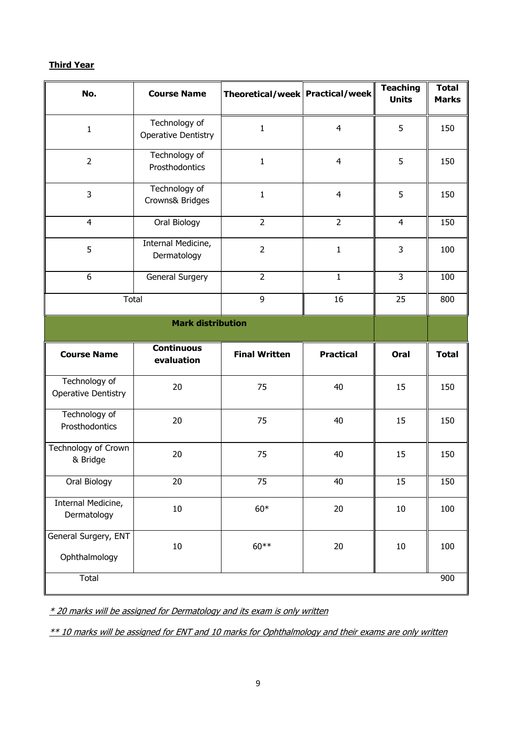**Third Year**

| No. | Course Name | Theoretical/week | Practical/week | Teaching Units | Total Marks |
|---|---|---|---|---|---|
| 1 | Technology of Operative Dentistry | 1 | 4 | 5 | 150 |
| 2 | Technology of Prosthodontics | 1 | 4 | 5 | 150 |
| 3 | Technology of Crowns& Bridges | 1 | 4 | 5 | 150 |
| 4 | Oral Biology | 2 | 2 | 4 | 150 |
| 5 | Internal Medicine, Dermatology | 2 | 1 | 3 | 100 |
| 6 | General Surgery | 2 | 1 | 3 | 100 |
| Total | | 9 | 16 | 25 | 800 |

**Mark distribution**

| Course Name | Continuous evaluation | Final Written | Practical | Oral | Total |
|---|---|---|---|---|---|
| Technology of Operative Dentistry | 20 | 75 | 40 | 15 | 150 |
| Technology of Prosthodontics | 20 | 75 | 40 | 15 | 150 |
| Technology of Crown & Bridge | 20 | 75 | 40 | 15 | 150 |
| Oral Biology | 20 | 75 | 40 | 15 | 150 |
| Internal Medicine, Dermatology | 10 | 60* | 20 | 10 | 100 |
| General Surgery, ENT Ophthalmology | 10 | 60** | 20 | 10 | 100 |
| Total | | | | | 900 |

*\* 20 marks will be assigned for Dermatology and its exam is only written*

*\*\* 10 marks will be assigned for ENT and 10 marks for Ophthalmology and their exams are only written*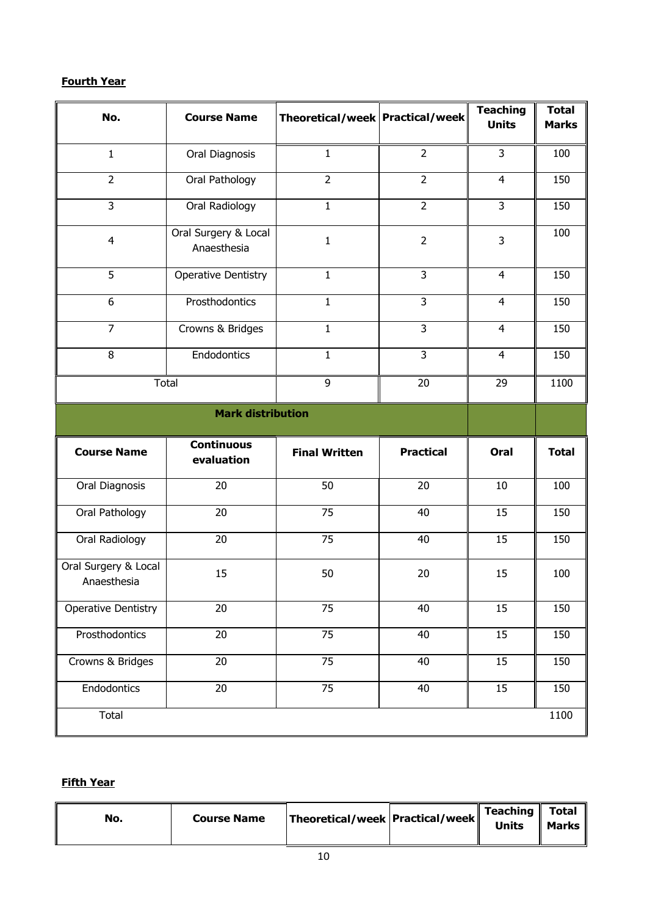**Fourth Year**

| No. | Course Name | Theoretical/week | Practical/week | Teaching Units | Total Marks |
|---|---|---|---|---|---|
| 1 | Oral Diagnosis | 1 | 2 | 3 | 100 |
| 2 | Oral Pathology | 2 | 2 | 4 | 150 |
| 3 | Oral Radiology | 1 | 2 | 3 | 150 |
| 4 | Oral Surgery & Local Anaesthesia | 1 | 2 | 3 | 100 |
| 5 | Operative Dentistry | 1 | 3 | 4 | 150 |
| 6 | Prosthodontics | 1 | 3 | 4 | 150 |
| 7 | Crowns & Bridges | 1 | 3 | 4 | 150 |
| 8 | Endodontics | 1 | 3 | 4 | 150 |
| Total | | 9 | 20 | 29 | 1100 |

**Mark distribution**

| Course Name | Continuous evaluation | Final Written | Practical | Oral | Total |
|---|---|---|---|---|---|
| Oral Diagnosis | 20 | 50 | 20 | 10 | 100 |
| Oral Pathology | 20 | 75 | 40 | 15 | 150 |
| Oral Radiology | 20 | 75 | 40 | 15 | 150 |
| Oral Surgery & Local Anaesthesia | 15 | 50 | 20 | 15 | 100 |
| Operative Dentistry | 20 | 75 | 40 | 15 | 150 |
| Prosthodontics | 20 | 75 | 40 | 15 | 150 |
| Crowns & Bridges | 20 | 75 | 40 | 15 | 150 |
| Endodontics | 20 | 75 | 40 | 15 | 150 |
| Total | | | | | 1100 |

**Fifth Year**

| No. | Course Name | Theoretical/week | Practical/week | Teaching Units | Total Marks |
|---|---|---|---|---|---|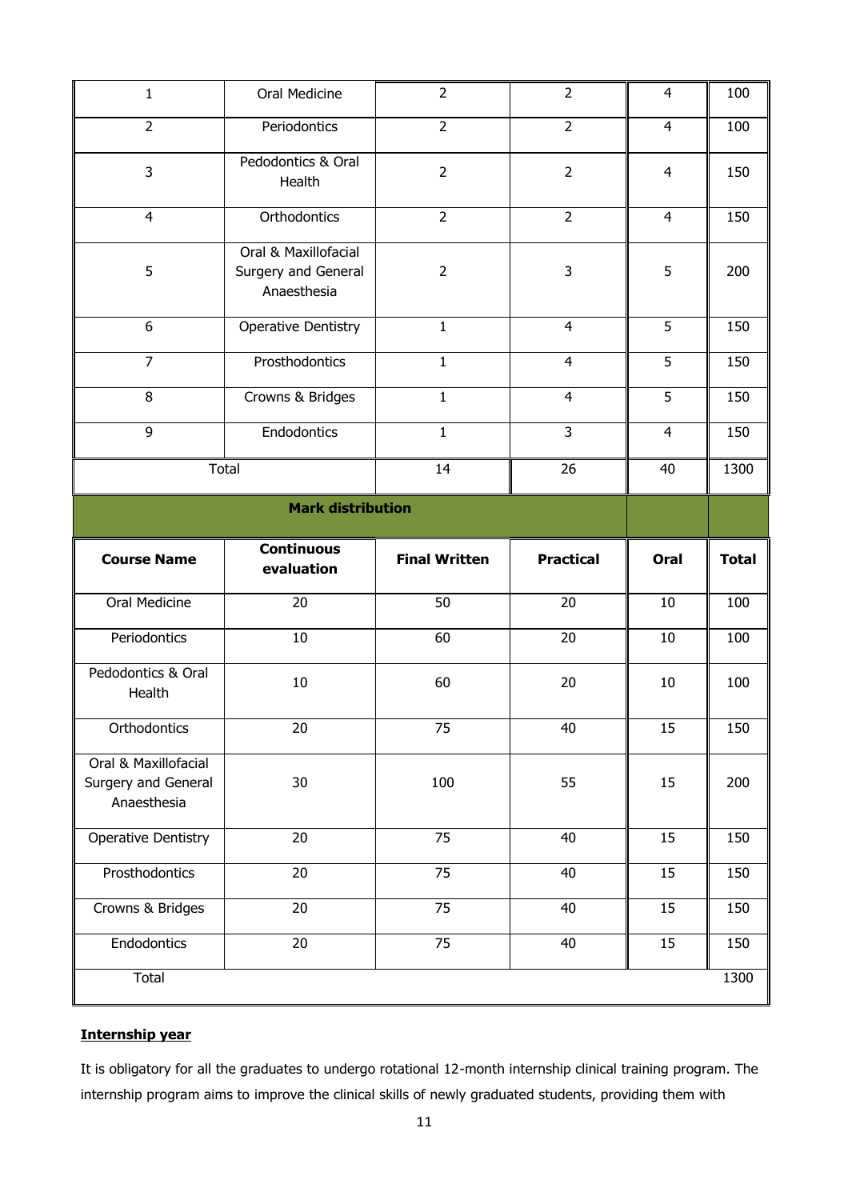| 1 | Oral Medicine | 2 | 2 | 4 | 100 |
|---|---|---|---|---|---|
| 2 | Periodontics | 2 | 2 | 4 | 100 |
| 3 | Pedodontics & Oral Health | 2 | 2 | 4 | 150 |
| 4 | Orthodontics | 2 | 2 | 4 | 150 |
| 5 | Oral & Maxillofacial Surgery and General Anaesthesia | 2 | 3 | 5 | 200 |
| 6 | Operative Dentistry | 1 | 4 | 5 | 150 |
| 7 | Prosthodontics | 1 | 4 | 5 | 150 |
| 8 | Crowns & Bridges | 1 | 4 | 5 | 150 |
| 9 | Endodontics | 1 | 3 | 4 | 150 |
| Total | | 14 | 26 | 40 | 1300 |

**Mark distribution**

| Course Name | Continuous evaluation | Final Written | Practical | Oral | Total |
|---|---|---|---|---|---|
| Oral Medicine | 20 | 50 | 20 | 10 | 100 |
| Periodontics | 10 | 60 | 20 | 10 | 100 |
| Pedodontics & Oral Health | 10 | 60 | 20 | 10 | 100 |
| Orthodontics | 20 | 75 | 40 | 15 | 150 |
| Oral & Maxillofacial Surgery and General Anaesthesia | 30 | 100 | 55 | 15 | 200 |
| Operative Dentistry | 20 | 75 | 40 | 15 | 150 |
| Prosthodontics | 20 | 75 | 40 | 15 | 150 |
| Crowns & Bridges | 20 | 75 | 40 | 15 | 150 |
| Endodontics | 20 | 75 | 40 | 15 | 150 |
| Total | | | | | 1300 |

**Internship year**

It is obligatory for all the graduates to undergo rotational 12-month internship clinical training program. The internship program aims to improve the clinical skills of newly graduated students, providing them with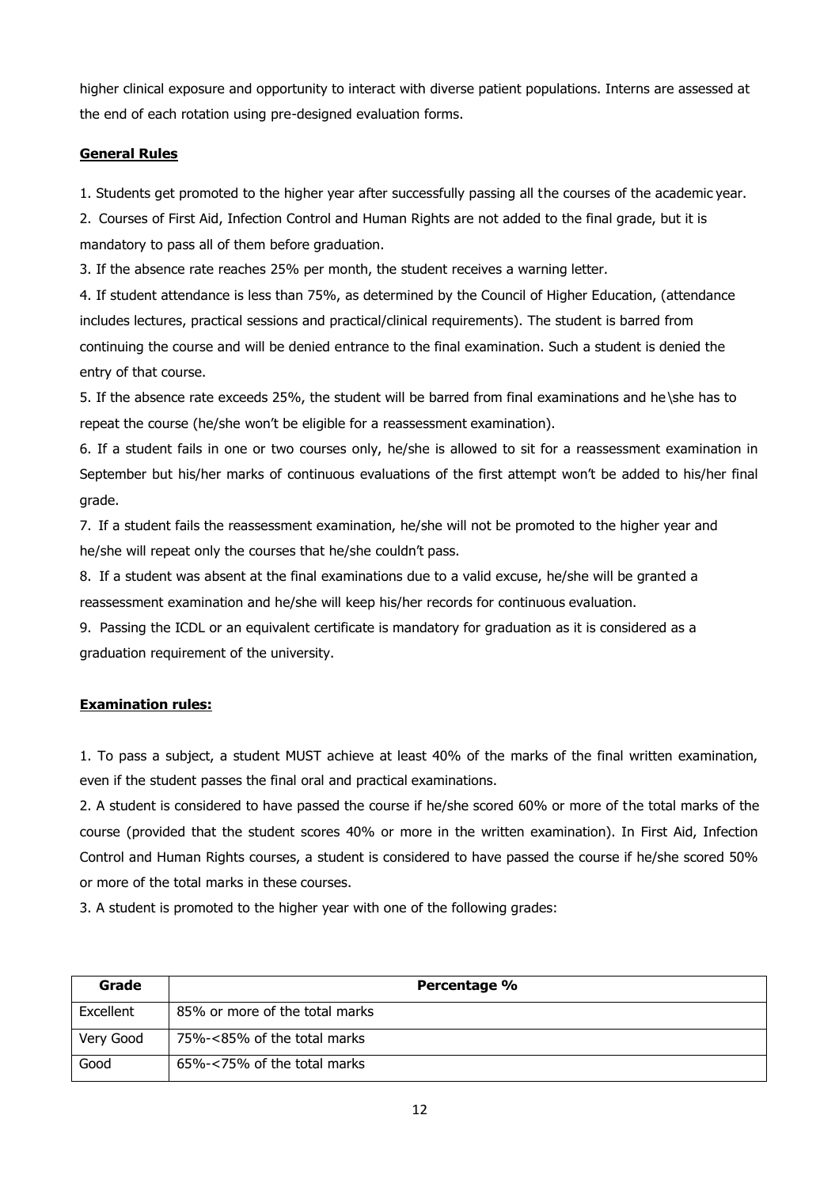higher clinical exposure and opportunity to interact with diverse patient populations. Interns are assessed at the end of each rotation using pre-designed evaluation forms.

**General Rules**

1. Students get promoted to the higher year after successfully passing all the courses of the academic year.
2. Courses of First Aid, Infection Control and Human Rights are not added to the final grade, but it is mandatory to pass all of them before graduation.
3. If the absence rate reaches 25% per month, the student receives a warning letter.
4. If student attendance is less than 75%, as determined by the Council of Higher Education, (attendance includes lectures, practical sessions and practical/clinical requirements). The student is barred from continuing the course and will be denied entrance to the final examination. Such a student is denied the entry of that course.
5. If the absence rate exceeds 25%, the student will be barred from final examinations and he\she has to repeat the course (he/she won't be eligible for a reassessment examination).
6. If a student fails in one or two courses only, he/she is allowed to sit for a reassessment examination in September but his/her marks of continuous evaluations of the first attempt won't be added to his/her final grade.
7. If a student fails the reassessment examination, he/she will not be promoted to the higher year and he/she will repeat only the courses that he/she couldn't pass.
8. If a student was absent at the final examinations due to a valid excuse, he/she will be granted a reassessment examination and he/she will keep his/her records for continuous evaluation.
9. Passing the ICDL or an equivalent certificate is mandatory for graduation as it is considered as a graduation requirement of the university.

**Examination rules:**

1. To pass a subject, a student MUST achieve at least 40% of the marks of the final written examination, even if the student passes the final oral and practical examinations.
2. A student is considered to have passed the course if he/she scored 60% or more of the total marks of the course (provided that the student scores 40% or more in the written examination). In First Aid, Infection Control and Human Rights courses, a student is considered to have passed the course if he/she scored 50% or more of the total marks in these courses.
3. A student is promoted to the higher year with one of the following grades:

| Grade | Percentage % |
|---|---|
| Excellent | 85% or more of the total marks |
| Very Good | 75%-<85% of the total marks |
| Good | 65%-<75% of the total marks |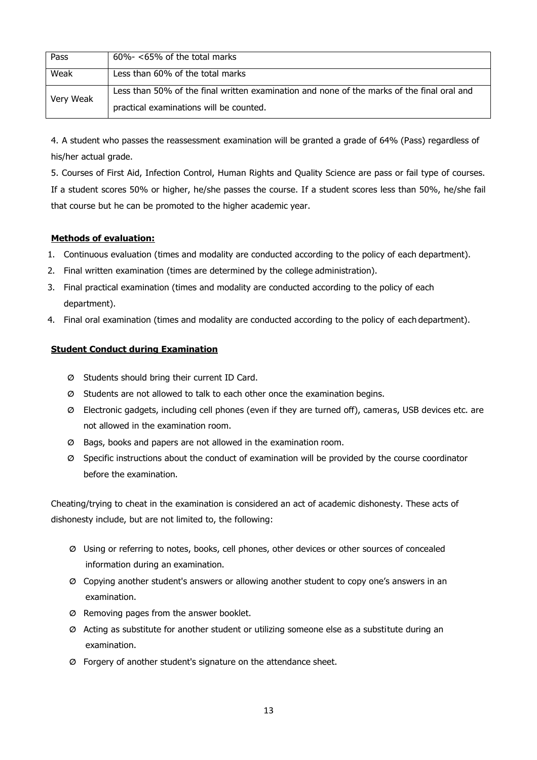| Pass | 60%- <65% of the total marks |
|---|---|
| Weak | Less than 60% of the total marks |
| Very Weak | Less than 50% of the final written examination and none of the marks of the final oral and practical examinations will be counted. |

4. A student who passes the reassessment examination will be granted a grade of 64% (Pass) regardless of his/her actual grade.

5. Courses of First Aid, Infection Control, Human Rights and Quality Science are pass or fail type of courses. If a student scores 50% or higher, he/she passes the course. If a student scores less than 50%, he/she fail that course but he can be promoted to the higher academic year.

**Methods of evaluation:**

1. Continuous evaluation (times and modality are conducted according to the policy of each department).
2. Final written examination (times are determined by the college administration).
3. Final practical examination (times and modality are conducted according to the policy of each department).
4. Final oral examination (times and modality are conducted according to the policy of each department).

**Student Conduct during Examination**

- Students should bring their current ID Card.
- Students are not allowed to talk to each other once the examination begins.
- Electronic gadgets, including cell phones (even if they are turned off), cameras, USB devices etc. are not allowed in the examination room.
- Bags, books and papers are not allowed in the examination room.
- Specific instructions about the conduct of examination will be provided by the course coordinator before the examination.

Cheating/trying to cheat in the examination is considered an act of academic dishonesty. These acts of dishonesty include, but are not limited to, the following:

- Using or referring to notes, books, cell phones, other devices or other sources of concealed information during an examination.
- Copying another student's answers or allowing another student to copy one's answers in an examination.
- Removing pages from the answer booklet.
- Acting as substitute for another student or utilizing someone else as a substitute during an examination.
- Forgery of another student's signature on the attendance sheet.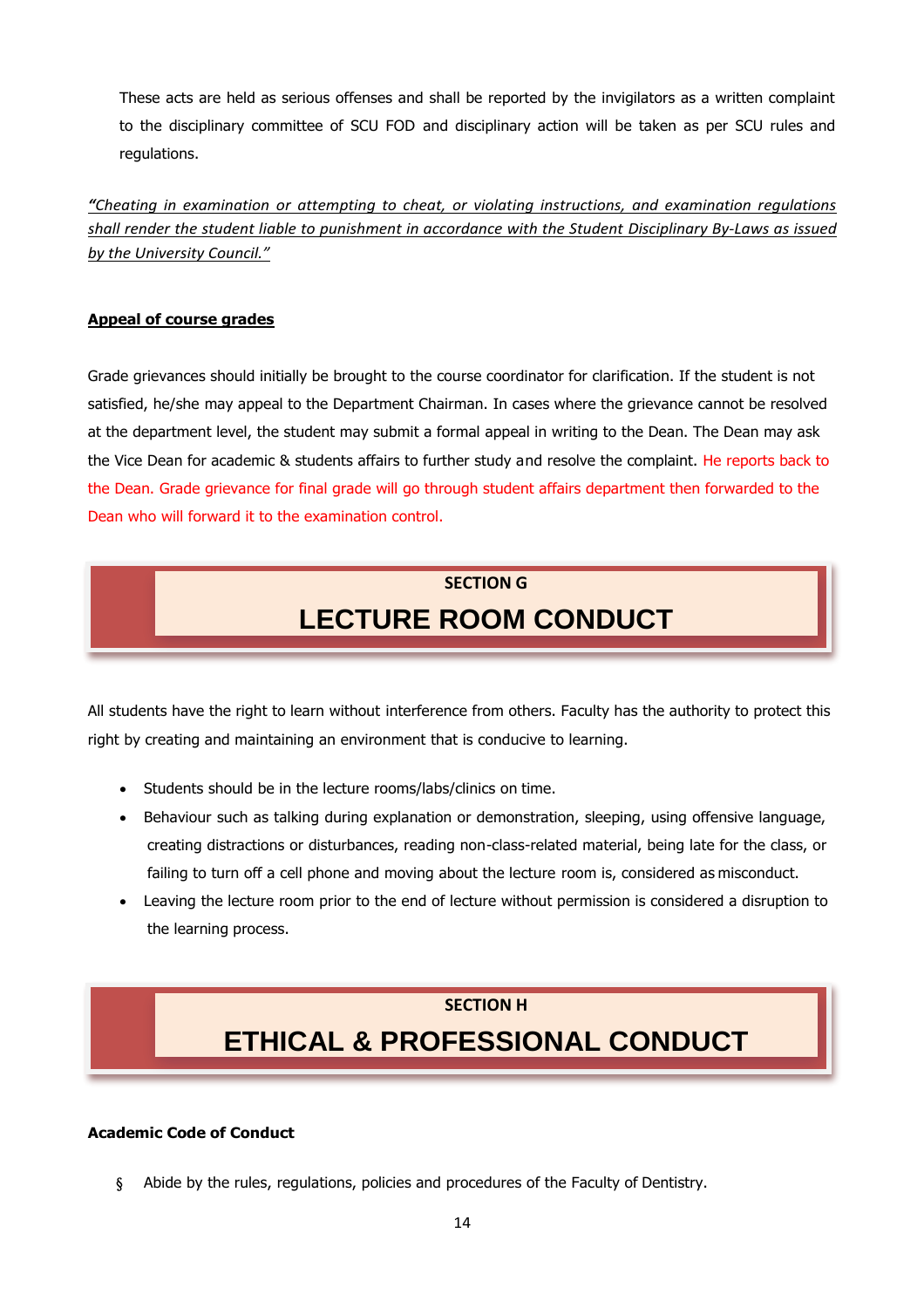These acts are held as serious offenses and shall be reported by the invigilators as a written complaint to the disciplinary committee of SCU FOD and disciplinary action will be taken as per SCU rules and regulations.

***"Cheating in examination or attempting to cheat, or violating instructions, and examination regulations shall render the student liable to punishment in accordance with the Student Disciplinary By-Laws as issued by the University Council."***

**Appeal of course grades**

Grade grievances should initially be brought to the course coordinator for clarification. If the student is not satisfied, he/she may appeal to the Department Chairman. In cases where the grievance cannot be resolved at the department level, the student may submit a formal appeal in writing to the Dean. The Dean may ask the Vice Dean for academic & students affairs to further study and resolve the complaint. He reports back to the Dean. Grade grievance for final grade will go through student affairs department then forwarded to the Dean who will forward it to the examination control.

## SECTION G
# LECTURE ROOM CONDUCT

All students have the right to learn without interference from others. Faculty has the authority to protect this right by creating and maintaining an environment that is conducive to learning.

- Students should be in the lecture rooms/labs/clinics on time.
- Behaviour such as talking during explanation or demonstration, sleeping, using offensive language, creating distractions or disturbances, reading non-class-related material, being late for the class, or failing to turn off a cell phone and moving about the lecture room is, considered as misconduct.
- Leaving the lecture room prior to the end of lecture without permission is considered a disruption to the learning process.

## SECTION H
# ETHICAL & PROFESSIONAL CONDUCT

**Academic Code of Conduct**

§ Abide by the rules, regulations, policies and procedures of the Faculty of Dentistry.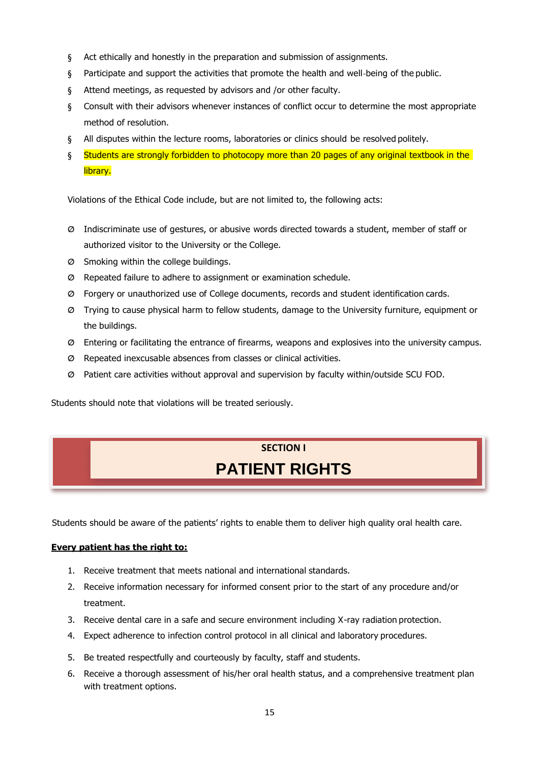- Act ethically and honestly in the preparation and submission of assignments.
- Participate and support the activities that promote the health and well-being of the public.
- Attend meetings, as requested by advisors and /or other faculty.
- Consult with their advisors whenever instances of conflict occur to determine the most appropriate method of resolution.
- All disputes within the lecture rooms, laboratories or clinics should be resolved politely.
- Students are strongly forbidden to photocopy more than 20 pages of any original textbook in the library.

Violations of the Ethical Code include, but are not limited to, the following acts:

- Indiscriminate use of gestures, or abusive words directed towards a student, member of staff or authorized visitor to the University or the College.
- Smoking within the college buildings.
- Repeated failure to adhere to assignment or examination schedule.
- Forgery or unauthorized use of College documents, records and student identification cards.
- Trying to cause physical harm to fellow students, damage to the University furniture, equipment or the buildings.
- Entering or facilitating the entrance of firearms, weapons and explosives into the university campus.
- Repeated inexcusable absences from classes or clinical activities.
- Patient care activities without approval and supervision by faculty within/outside SCU FOD.

Students should note that violations will be treated seriously.

## SECTION I
# PATIENT RIGHTS

Students should be aware of the patients' rights to enable them to deliver high quality oral health care.

**Every patient has the right to:**

1. Receive treatment that meets national and international standards.
2. Receive information necessary for informed consent prior to the start of any procedure and/or treatment.
3. Receive dental care in a safe and secure environment including X-ray radiation protection.
4. Expect adherence to infection control protocol in all clinical and laboratory procedures.
5. Be treated respectfully and courteously by faculty, staff and students.
6. Receive a thorough assessment of his/her oral health status, and a comprehensive treatment plan with treatment options.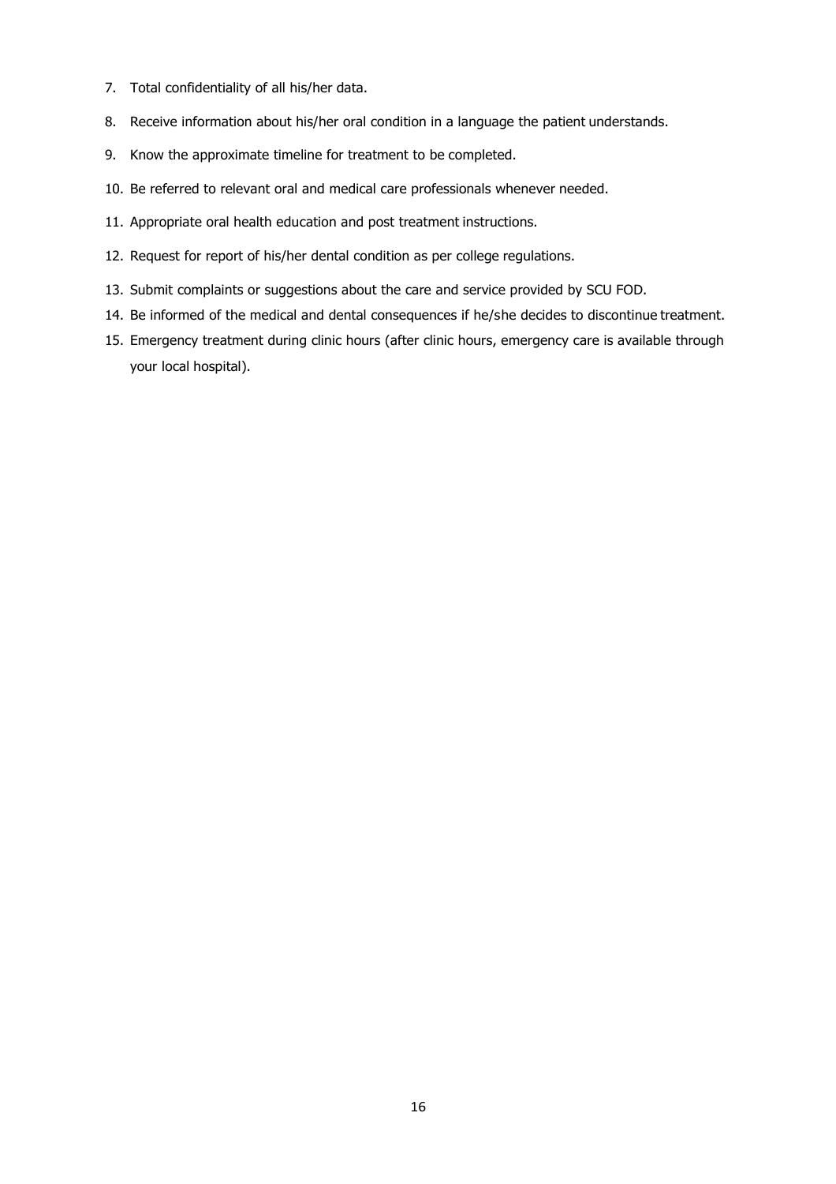7. Total confidentiality of all his/her data.
8. Receive information about his/her oral condition in a language the patient understands.
9. Know the approximate timeline for treatment to be completed.
10. Be referred to relevant oral and medical care professionals whenever needed.
11. Appropriate oral health education and post treatment instructions.
12. Request for report of his/her dental condition as per college regulations.
13. Submit complaints or suggestions about the care and service provided by SCU FOD.
14. Be informed of the medical and dental consequences if he/she decides to discontinue treatment.
15. Emergency treatment during clinic hours (after clinic hours, emergency care is available through your local hospital).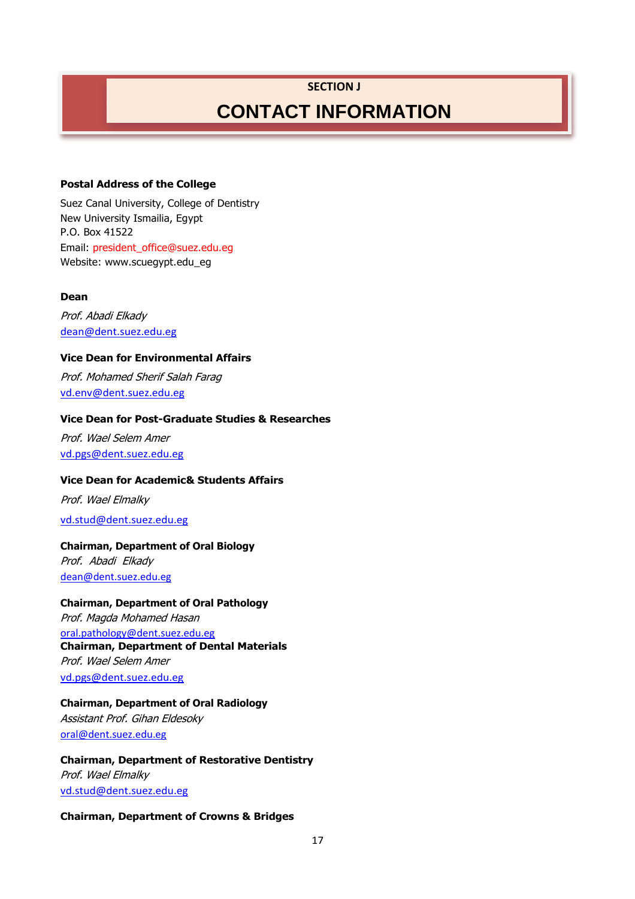SECTION J

# CONTACT INFORMATION

**Postal Address of the College**

Suez Canal University, College of Dentistry
New University Ismailia, Egypt
P.O. Box 41522
Email: president_office@suez.edu.eg
Website: www.scuegypt.edu_eg

**Dean**

*Prof. Abadi Elkady*
dean@dent.suez.edu.eg

**Vice Dean for Environmental Affairs**

*Prof. Mohamed Sherif Salah Farag*
vd.env@dent.suez.edu.eg

**Vice Dean for Post-Graduate Studies & Researches**

*Prof. Wael Selem Amer*
vd.pgs@dent.suez.edu.eg

**Vice Dean for Academic& Students Affairs**

*Prof. Wael Elmalky*

vd.stud@dent.suez.edu.eg

**Chairman, Department of Oral Biology**
*Prof. Abadi Elkady*
dean@dent.suez.edu.eg

**Chairman, Department of Oral Pathology**
*Prof. Magda Mohamed Hasan*
oral.pathology@dent.suez.edu.eg

**Chairman, Department of Dental Materials**
*Prof. Wael Selem Amer*
vd.pgs@dent.suez.edu.eg

**Chairman, Department of Oral Radiology**
*Assistant Prof. Gihan Eldesoky*
oral@dent.suez.edu.eg

**Chairman, Department of Restorative Dentistry**
*Prof. Wael Elmalky*
vd.stud@dent.suez.edu.eg

**Chairman, Department of Crowns & Bridges**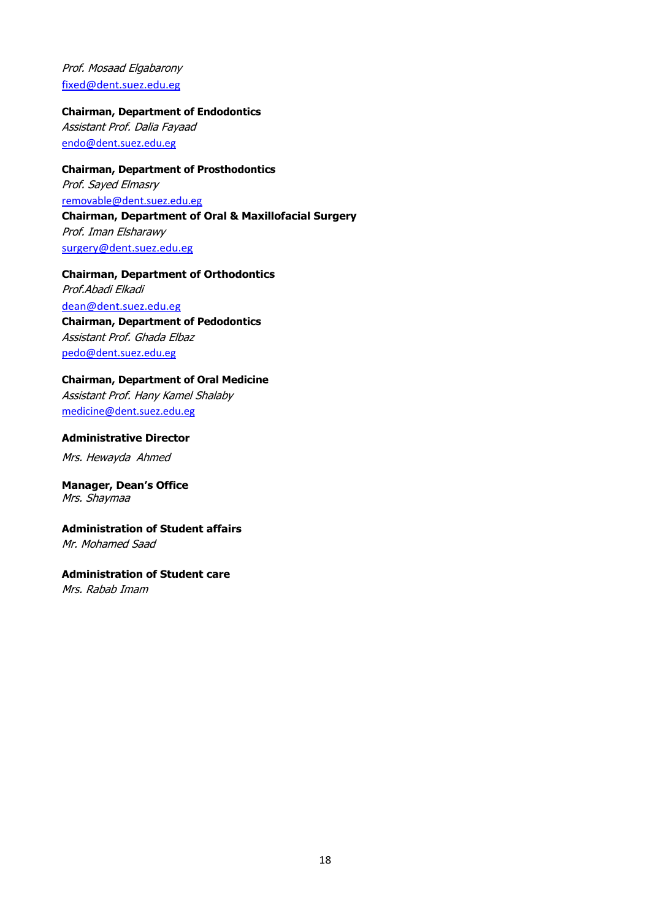*Prof. Mosaad Elgabarony*
fixed@dent.suez.edu.eg

**Chairman, Department of Endodontics**
*Assistant Prof. Dalia Fayaad*
endo@dent.suez.edu.eg

**Chairman, Department of Prosthodontics**
*Prof. Sayed Elmasry*
removable@dent.suez.edu.eg
**Chairman, Department of Oral & Maxillofacial Surgery**
*Prof. Iman Elsharawy*
surgery@dent.suez.edu.eg

**Chairman, Department of Orthodontics**
*Prof.Abadi Elkadi*
dean@dent.suez.edu.eg
**Chairman, Department of Pedodontics**
*Assistant Prof. Ghada Elbaz*
pedo@dent.suez.edu.eg

**Chairman, Department of Oral Medicine**
*Assistant Prof. Hany Kamel Shalaby*
medicine@dent.suez.edu.eg

**Administrative Director**

*Mrs. Hewayda Ahmed*

**Manager, Dean's Office**
*Mrs. Shaymaa*

**Administration of Student affairs**
*Mr. Mohamed Saad*

**Administration of Student care**
*Mrs. Rabab Imam*